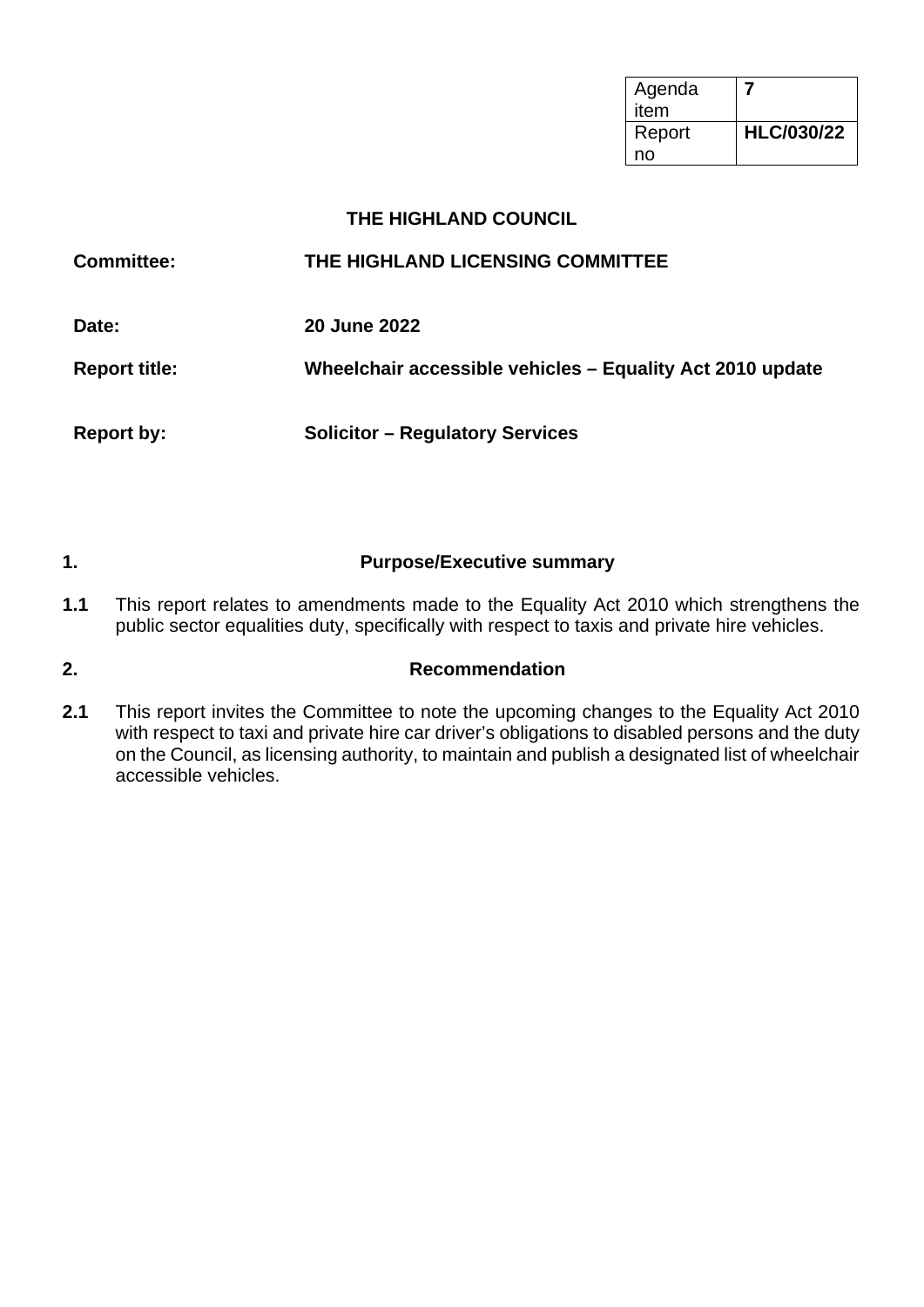| Agenda item | **7** |
| --- | --- |
| Report no | **HLC/030/22** |

**THE HIGHLAND COUNCIL**

| | |
| --- | --- |
| **Committee:** | **THE HIGHLAND LICENSING COMMITTEE** |
| **Date:** | **20 June 2022** |
| **Report title:** | **Wheelchair accessible vehicles – Equality Act 2010 update** |
| **Report by:** | **Solicitor – Regulatory Services** |

## 1. Purpose/Executive summary

**1.1** This report relates to amendments made to the Equality Act 2010 which strengthens the public sector equalities duty, specifically with respect to taxis and private hire vehicles.

## 2. Recommendation

**2.1** This report invites the Committee to note the upcoming changes to the Equality Act 2010 with respect to taxi and private hire car driver's obligations to disabled persons and the duty on the Council, as licensing authority, to maintain and publish a designated list of wheelchair accessible vehicles.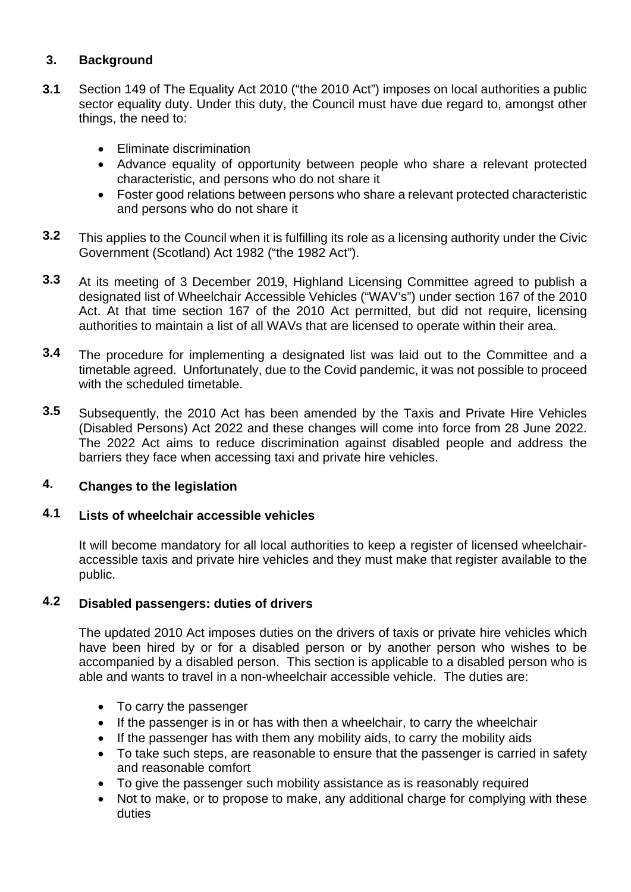## 3. Background

**3.1** Section 149 of The Equality Act 2010 ("the 2010 Act") imposes on local authorities a public sector equality duty. Under this duty, the Council must have due regard to, amongst other things, the need to:

- Eliminate discrimination
- Advance equality of opportunity between people who share a relevant protected characteristic, and persons who do not share it
- Foster good relations between persons who share a relevant protected characteristic and persons who do not share it

**3.2** This applies to the Council when it is fulfilling its role as a licensing authority under the Civic Government (Scotland) Act 1982 ("the 1982 Act").

**3.3** At its meeting of 3 December 2019, Highland Licensing Committee agreed to publish a designated list of Wheelchair Accessible Vehicles ("WAV's") under section 167 of the 2010 Act. At that time section 167 of the 2010 Act permitted, but did not require, licensing authorities to maintain a list of all WAVs that are licensed to operate within their area.

**3.4** The procedure for implementing a designated list was laid out to the Committee and a timetable agreed. Unfortunately, due to the Covid pandemic, it was not possible to proceed with the scheduled timetable.

**3.5** Subsequently, the 2010 Act has been amended by the Taxis and Private Hire Vehicles (Disabled Persons) Act 2022 and these changes will come into force from 28 June 2022. The 2022 Act aims to reduce discrimination against disabled people and address the barriers they face when accessing taxi and private hire vehicles.

## 4. Changes to the legislation

### 4.1 Lists of wheelchair accessible vehicles

It will become mandatory for all local authorities to keep a register of licensed wheelchair-accessible taxis and private hire vehicles and they must make that register available to the public.

### 4.2 Disabled passengers: duties of drivers

The updated 2010 Act imposes duties on the drivers of taxis or private hire vehicles which have been hired by or for a disabled person or by another person who wishes to be accompanied by a disabled person. This section is applicable to a disabled person who is able and wants to travel in a non-wheelchair accessible vehicle. The duties are:

- To carry the passenger
- If the passenger is in or has with then a wheelchair, to carry the wheelchair
- If the passenger has with them any mobility aids, to carry the mobility aids
- To take such steps, are reasonable to ensure that the passenger is carried in safety and reasonable comfort
- To give the passenger such mobility assistance as is reasonably required
- Not to make, or to propose to make, any additional charge for complying with these duties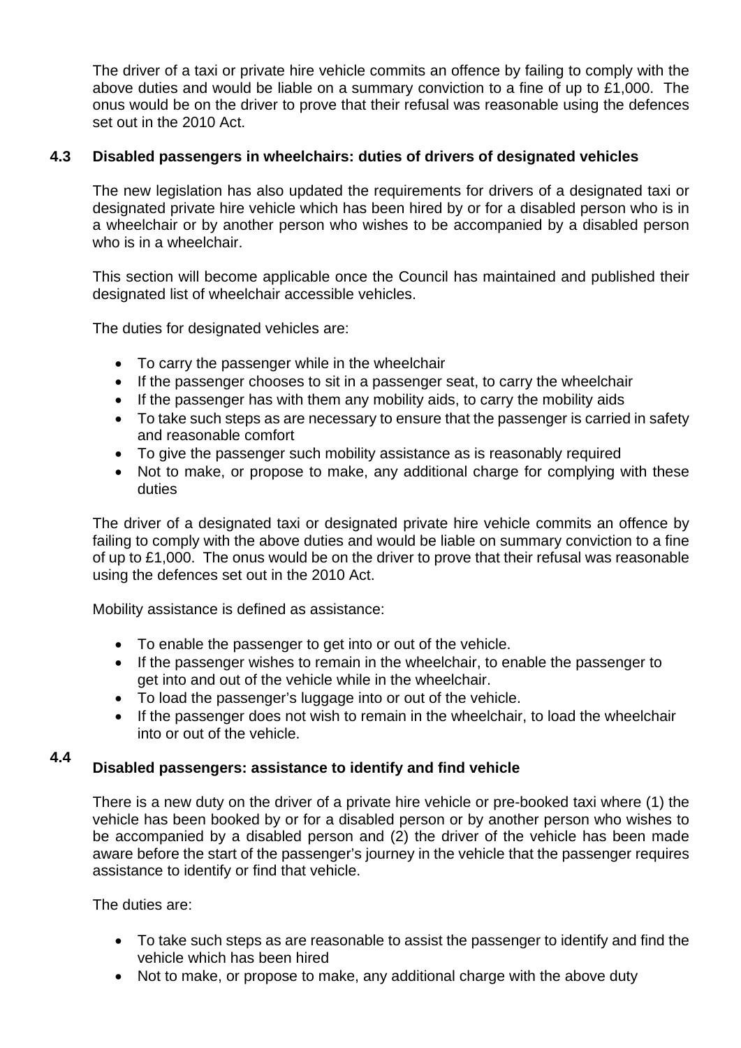The driver of a taxi or private hire vehicle commits an offence by failing to comply with the above duties and would be liable on a summary conviction to a fine of up to £1,000. The onus would be on the driver to prove that their refusal was reasonable using the defences set out in the 2010 Act.

### 4.3 Disabled passengers in wheelchairs: duties of drivers of designated vehicles

The new legislation has also updated the requirements for drivers of a designated taxi or designated private hire vehicle which has been hired by or for a disabled person who is in a wheelchair or by another person who wishes to be accompanied by a disabled person who is in a wheelchair.

This section will become applicable once the Council has maintained and published their designated list of wheelchair accessible vehicles.

The duties for designated vehicles are:

- To carry the passenger while in the wheelchair
- If the passenger chooses to sit in a passenger seat, to carry the wheelchair
- If the passenger has with them any mobility aids, to carry the mobility aids
- To take such steps as are necessary to ensure that the passenger is carried in safety and reasonable comfort
- To give the passenger such mobility assistance as is reasonably required
- Not to make, or propose to make, any additional charge for complying with these duties

The driver of a designated taxi or designated private hire vehicle commits an offence by failing to comply with the above duties and would be liable on summary conviction to a fine of up to £1,000. The onus would be on the driver to prove that their refusal was reasonable using the defences set out in the 2010 Act.

Mobility assistance is defined as assistance:

- To enable the passenger to get into or out of the vehicle.
- If the passenger wishes to remain in the wheelchair, to enable the passenger to get into and out of the vehicle while in the wheelchair.
- To load the passenger's luggage into or out of the vehicle.
- If the passenger does not wish to remain in the wheelchair, to load the wheelchair into or out of the vehicle.

### 4.4 Disabled passengers: assistance to identify and find vehicle

There is a new duty on the driver of a private hire vehicle or pre-booked taxi where (1) the vehicle has been booked by or for a disabled person or by another person who wishes to be accompanied by a disabled person and (2) the driver of the vehicle has been made aware before the start of the passenger's journey in the vehicle that the passenger requires assistance to identify or find that vehicle.

The duties are:

- To take such steps as are reasonable to assist the passenger to identify and find the vehicle which has been hired
- Not to make, or propose to make, any additional charge with the above duty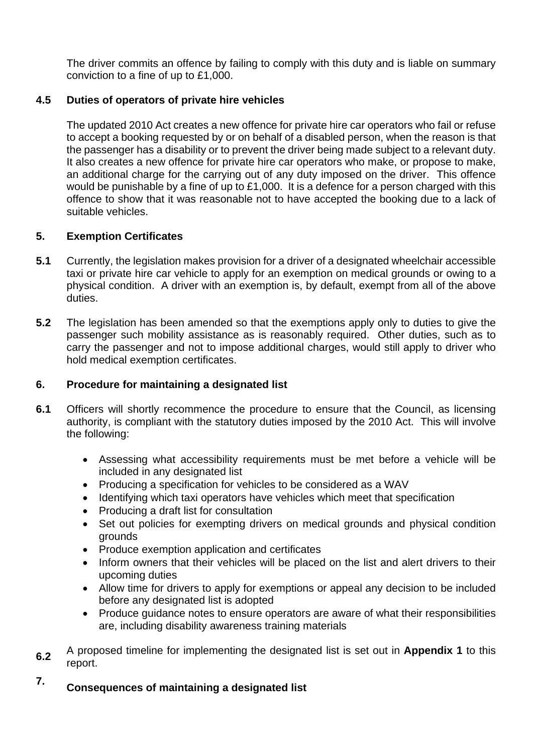The driver commits an offence by failing to comply with this duty and is liable on summary conviction to a fine of up to £1,000.

### 4.5 Duties of operators of private hire vehicles

The updated 2010 Act creates a new offence for private hire car operators who fail or refuse to accept a booking requested by or on behalf of a disabled person, when the reason is that the passenger has a disability or to prevent the driver being made subject to a relevant duty. It also creates a new offence for private hire car operators who make, or propose to make, an additional charge for the carrying out of any duty imposed on the driver. This offence would be punishable by a fine of up to £1,000. It is a defence for a person charged with this offence to show that it was reasonable not to have accepted the booking due to a lack of suitable vehicles.

## 5. Exemption Certificates

**5.1** Currently, the legislation makes provision for a driver of a designated wheelchair accessible taxi or private hire car vehicle to apply for an exemption on medical grounds or owing to a physical condition. A driver with an exemption is, by default, exempt from all of the above duties.

**5.2** The legislation has been amended so that the exemptions apply only to duties to give the passenger such mobility assistance as is reasonably required. Other duties, such as to carry the passenger and not to impose additional charges, would still apply to driver who hold medical exemption certificates.

## 6. Procedure for maintaining a designated list

**6.1** Officers will shortly recommence the procedure to ensure that the Council, as licensing authority, is compliant with the statutory duties imposed by the 2010 Act. This will involve the following:

- Assessing what accessibility requirements must be met before a vehicle will be included in any designated list
- Producing a specification for vehicles to be considered as a WAV
- Identifying which taxi operators have vehicles which meet that specification
- Producing a draft list for consultation
- Set out policies for exempting drivers on medical grounds and physical condition grounds
- Produce exemption application and certificates
- Inform owners that their vehicles will be placed on the list and alert drivers to their upcoming duties
- Allow time for drivers to apply for exemptions or appeal any decision to be included before any designated list is adopted
- Produce guidance notes to ensure operators are aware of what their responsibilities are, including disability awareness training materials

**6.2** A proposed timeline for implementing the designated list is set out in **Appendix 1** to this report.

## 7. Consequences of maintaining a designated list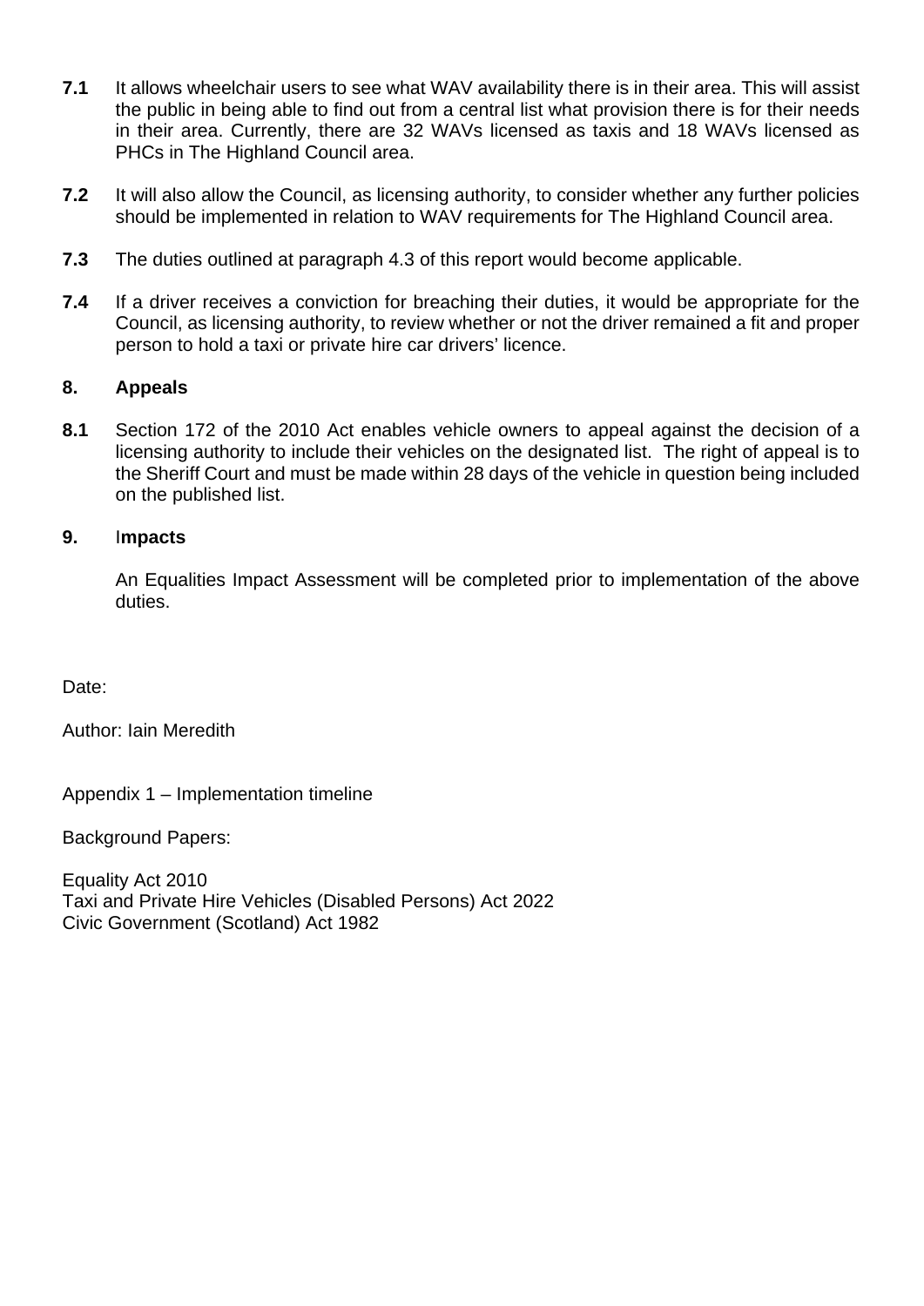**7.1** It allows wheelchair users to see what WAV availability there is in their area. This will assist the public in being able to find out from a central list what provision there is for their needs in their area. Currently, there are 32 WAVs licensed as taxis and 18 WAVs licensed as PHCs in The Highland Council area.

**7.2** It will also allow the Council, as licensing authority, to consider whether any further policies should be implemented in relation to WAV requirements for The Highland Council area.

**7.3** The duties outlined at paragraph 4.3 of this report would become applicable.

**7.4** If a driver receives a conviction for breaching their duties, it would be appropriate for the Council, as licensing authority, to review whether or not the driver remained a fit and proper person to hold a taxi or private hire car drivers' licence.

## 8. Appeals

**8.1** Section 172 of the 2010 Act enables vehicle owners to appeal against the decision of a licensing authority to include their vehicles on the designated list. The right of appeal is to the Sheriff Court and must be made within 28 days of the vehicle in question being included on the published list.

## 9. Impacts

An Equalities Impact Assessment will be completed prior to implementation of the above duties.

Date:

Author: Iain Meredith

Appendix 1 – Implementation timeline

Background Papers:

Equality Act 2010
Taxi and Private Hire Vehicles (Disabled Persons) Act 2022
Civic Government (Scotland) Act 1982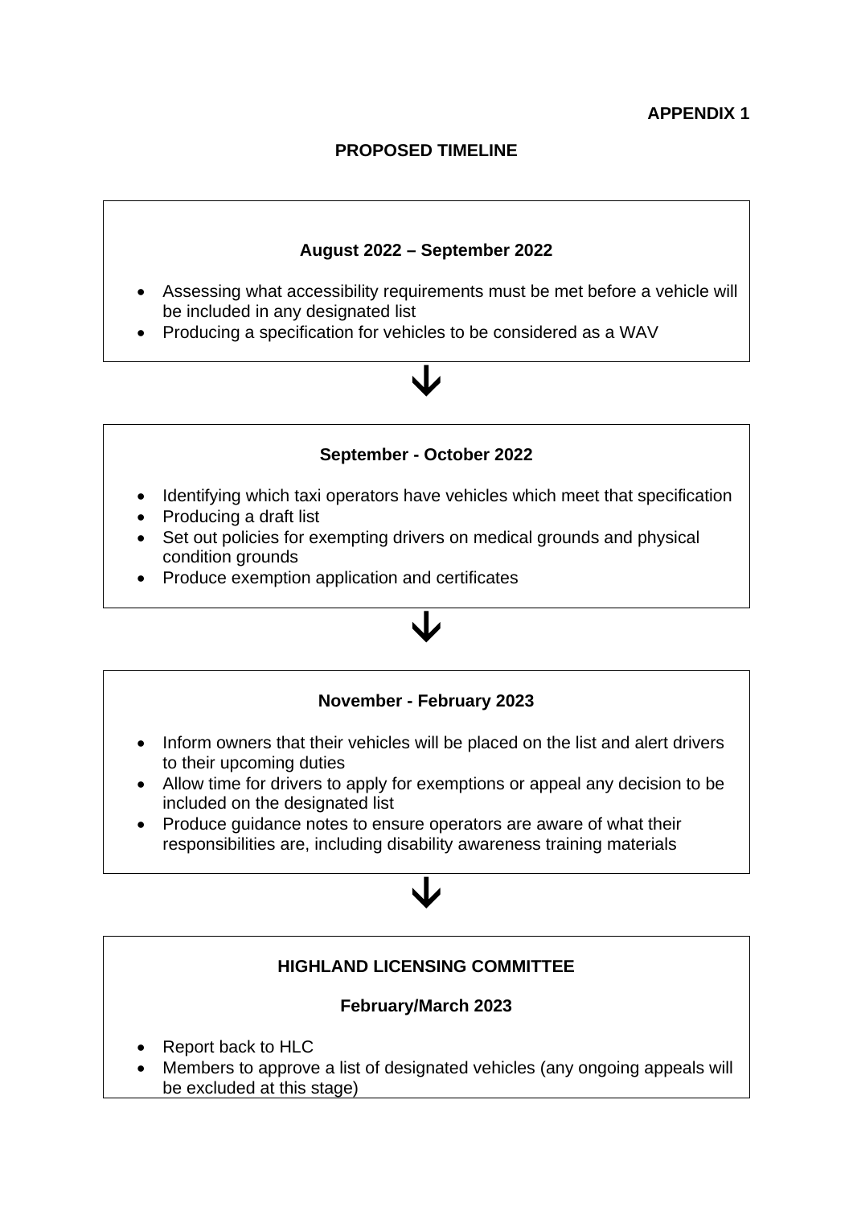**APPENDIX 1**

## PROPOSED TIMELINE

### August 2022 – September 2022

- Assessing what accessibility requirements must be met before a vehicle will be included in any designated list
- Producing a specification for vehicles to be considered as a WAV

↓

### September - October 2022

- Identifying which taxi operators have vehicles which meet that specification
- Producing a draft list
- Set out policies for exempting drivers on medical grounds and physical condition grounds
- Produce exemption application and certificates

↓

### November - February 2023

- Inform owners that their vehicles will be placed on the list and alert drivers to their upcoming duties
- Allow time for drivers to apply for exemptions or appeal any decision to be included on the designated list
- Produce guidance notes to ensure operators are aware of what their responsibilities are, including disability awareness training materials

↓

### HIGHLAND LICENSING COMMITTEE

### February/March 2023

- Report back to HLC
- Members to approve a list of designated vehicles (any ongoing appeals will be excluded at this stage)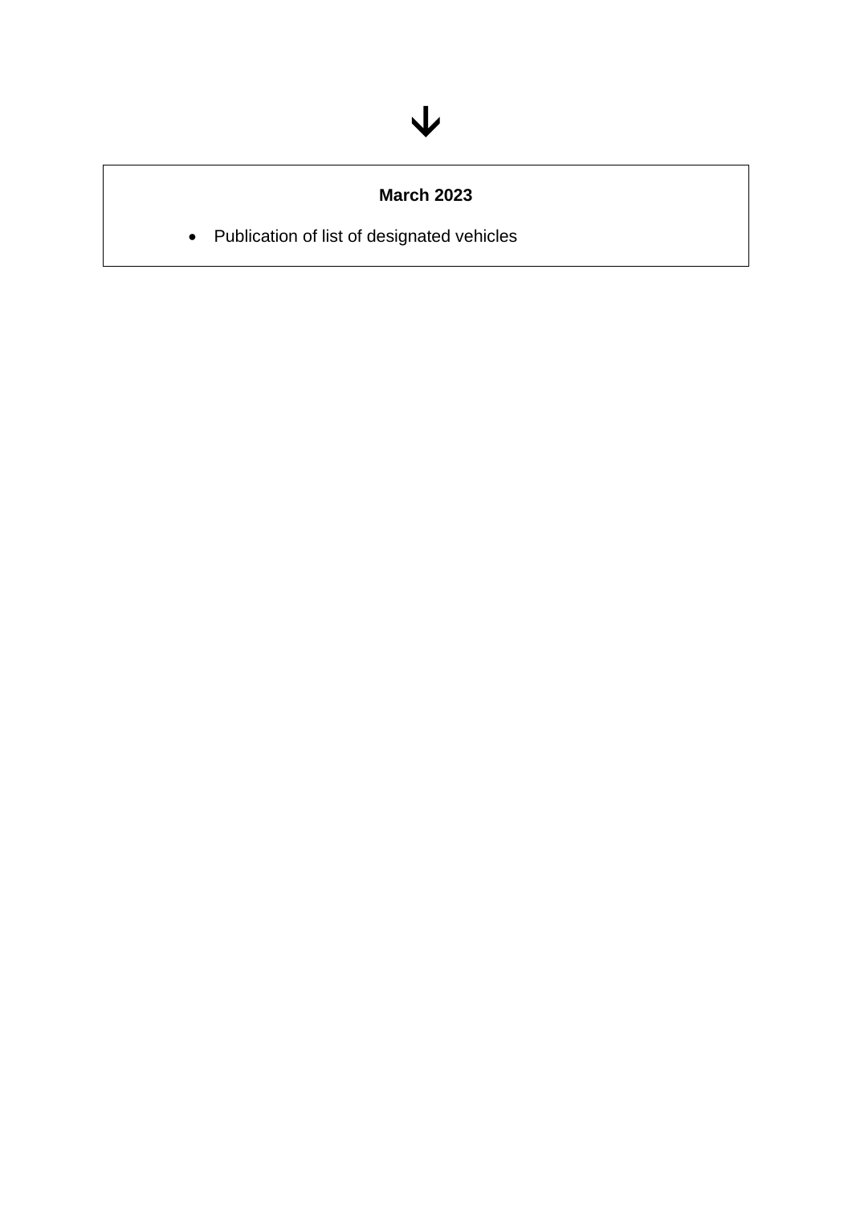↓

**March 2023**

- Publication of list of designated vehicles